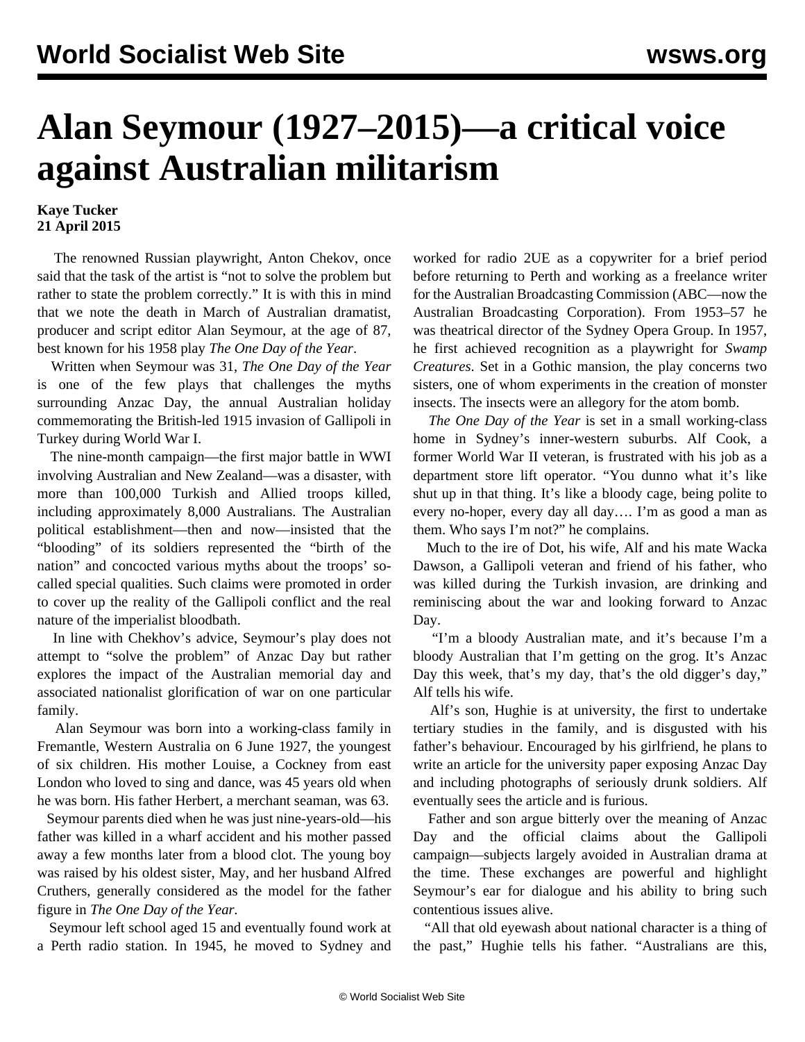# Alan Seymour (1927–2015)—a critical voice against Australian militarism

**Kaye Tucker**
**21 April 2015**

The renowned Russian playwright, Anton Chekov, once said that the task of the artist is "not to solve the problem but rather to state the problem correctly." It is with this in mind that we note the death in March of Australian dramatist, producer and script editor Alan Seymour, at the age of 87, best known for his 1958 play *The One Day of the Year*.

Written when Seymour was 31, *The One Day of the Year* is one of the few plays that challenges the myths surrounding Anzac Day, the annual Australian holiday commemorating the British-led 1915 invasion of Gallipoli in Turkey during World War I.

The nine-month campaign—the first major battle in WWI involving Australian and New Zealand—was a disaster, with more than 100,000 Turkish and Allied troops killed, including approximately 8,000 Australians. The Australian political establishment—then and now—insisted that the "blooding" of its soldiers represented the "birth of the nation" and concocted various myths about the troops' so-called special qualities. Such claims were promoted in order to cover up the reality of the Gallipoli conflict and the real nature of the imperialist bloodbath.

In line with Chekhov's advice, Seymour's play does not attempt to "solve the problem" of Anzac Day but rather explores the impact of the Australian memorial day and associated nationalist glorification of war on one particular family.

Alan Seymour was born into a working-class family in Fremantle, Western Australia on 6 June 1927, the youngest of six children. His mother Louise, a Cockney from east London who loved to sing and dance, was 45 years old when he was born. His father Herbert, a merchant seaman, was 63.

Seymour parents died when he was just nine-years-old—his father was killed in a wharf accident and his mother passed away a few months later from a blood clot. The young boy was raised by his oldest sister, May, and her husband Alfred Cruthers, generally considered as the model for the father figure in *The One Day of the Year.*

Seymour left school aged 15 and eventually found work at a Perth radio station. In 1945, he moved to Sydney and worked for radio 2UE as a copywriter for a brief period before returning to Perth and working as a freelance writer for the Australian Broadcasting Commission (ABC—now the Australian Broadcasting Corporation). From 1953–57 he was theatrical director of the Sydney Opera Group. In 1957, he first achieved recognition as a playwright for *Swamp Creatures*. Set in a Gothic mansion, the play concerns two sisters, one of whom experiments in the creation of monster insects. The insects were an allegory for the atom bomb.

*The One Day of the Year* is set in a small working-class home in Sydney's inner-western suburbs. Alf Cook, a former World War II veteran, is frustrated with his job as a department store lift operator. "You dunno what it's like shut up in that thing. It's like a bloody cage, being polite to every no-hoper, every day all day…. I'm as good a man as them. Who says I'm not?" he complains.

Much to the ire of Dot, his wife, Alf and his mate Wacka Dawson, a Gallipoli veteran and friend of his father, who was killed during the Turkish invasion, are drinking and reminiscing about the war and looking forward to Anzac Day.

"I'm a bloody Australian mate, and it's because I'm a bloody Australian that I'm getting on the grog. It's Anzac Day this week, that's my day, that's the old digger's day," Alf tells his wife.

Alf's son, Hughie is at university, the first to undertake tertiary studies in the family, and is disgusted with his father's behaviour. Encouraged by his girlfriend, he plans to write an article for the university paper exposing Anzac Day and including photographs of seriously drunk soldiers. Alf eventually sees the article and is furious.

Father and son argue bitterly over the meaning of Anzac Day and the official claims about the Gallipoli campaign—subjects largely avoided in Australian drama at the time. These exchanges are powerful and highlight Seymour's ear for dialogue and his ability to bring such contentious issues alive.

"All that old eyewash about national character is a thing of the past," Hughie tells his father. "Australians are this,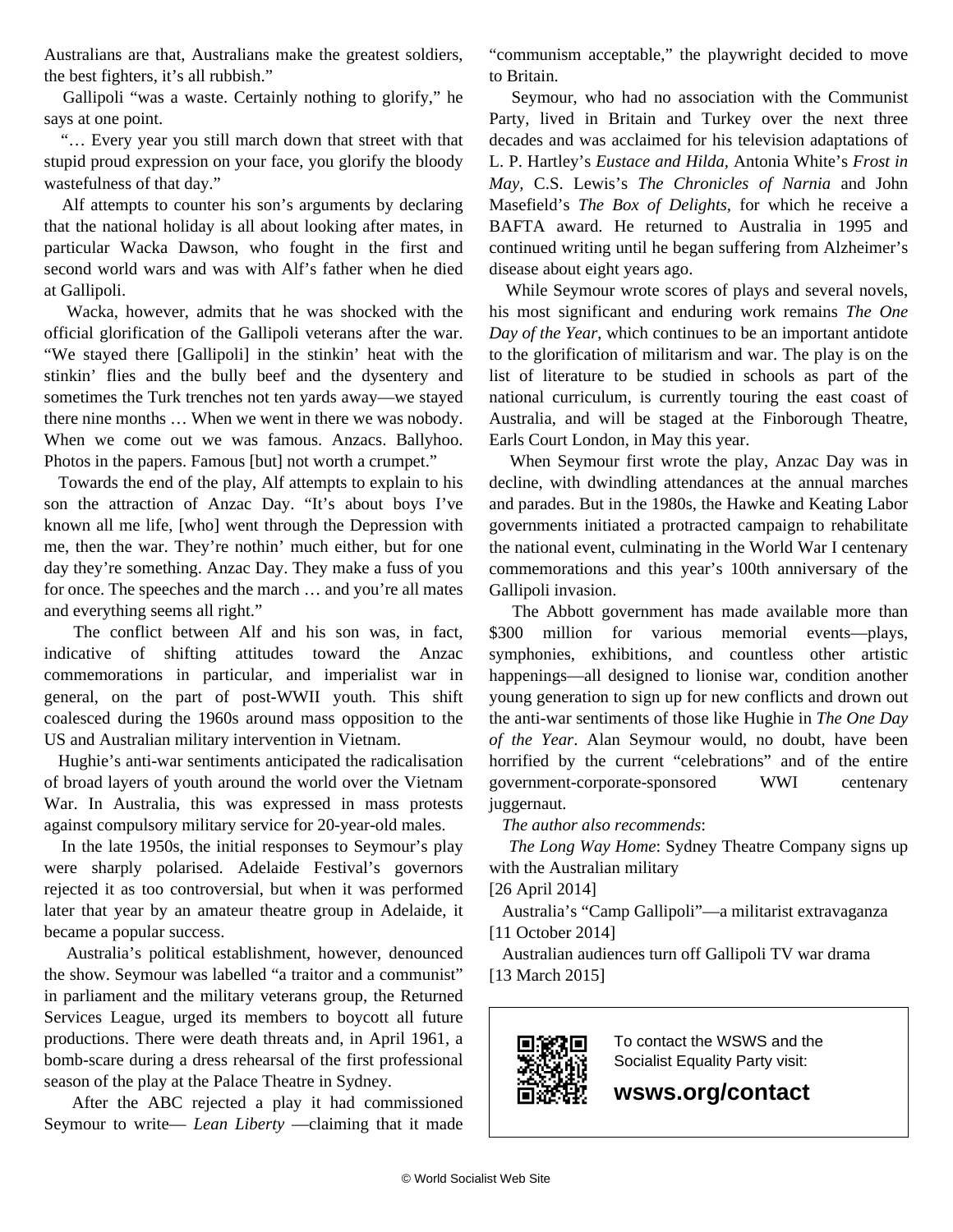Australians are that, Australians make the greatest soldiers, the best fighters, it's all rubbish."

Gallipoli "was a waste. Certainly nothing to glorify," he says at one point.

"… Every year you still march down that street with that stupid proud expression on your face, you glorify the bloody wastefulness of that day."

Alf attempts to counter his son's arguments by declaring that the national holiday is all about looking after mates, in particular Wacka Dawson, who fought in the first and second world wars and was with Alf's father when he died at Gallipoli.

Wacka, however, admits that he was shocked with the official glorification of the Gallipoli veterans after the war. "We stayed there [Gallipoli] in the stinkin' heat with the stinkin' flies and the bully beef and the dysentery and sometimes the Turk trenches not ten yards away—we stayed there nine months … When we went in there we was nobody. When we come out we was famous. Anzacs. Ballyhoo. Photos in the papers. Famous [but] not worth a crumpet."

Towards the end of the play, Alf attempts to explain to his son the attraction of Anzac Day. "It's about boys I've known all me life, [who] went through the Depression with me, then the war. They're nothin' much either, but for one day they're something. Anzac Day. They make a fuss of you for once. The speeches and the march … and you're all mates and everything seems all right."

The conflict between Alf and his son was, in fact, indicative of shifting attitudes toward the Anzac commemorations in particular, and imperialist war in general, on the part of post-WWII youth. This shift coalesced during the 1960s around mass opposition to the US and Australian military intervention in Vietnam.

Hughie's anti-war sentiments anticipated the radicalisation of broad layers of youth around the world over the Vietnam War. In Australia, this was expressed in mass protests against compulsory military service for 20-year-old males.

In the late 1950s, the initial responses to Seymour's play were sharply polarised. Adelaide Festival's governors rejected it as too controversial, but when it was performed later that year by an amateur theatre group in Adelaide, it became a popular success.

Australia's political establishment, however, denounced the show. Seymour was labelled "a traitor and a communist" in parliament and the military veterans group, the Returned Services League, urged its members to boycott all future productions. There were death threats and, in April 1961, a bomb-scare during a dress rehearsal of the first professional season of the play at the Palace Theatre in Sydney.

After the ABC rejected a play it had commissioned Seymour to write— *Lean Liberty* —claiming that it made "communism acceptable," the playwright decided to move to Britain.

Seymour, who had no association with the Communist Party, lived in Britain and Turkey over the next three decades and was acclaimed for his television adaptations of L. P. Hartley's *Eustace and Hilda*, Antonia White's *Frost in May,* C.S. Lewis's *The Chronicles of Narnia* and John Masefield's *The Box of Delights*, for which he receive a BAFTA award. He returned to Australia in 1995 and continued writing until he began suffering from Alzheimer's disease about eight years ago.

While Seymour wrote scores of plays and several novels, his most significant and enduring work remains *The One Day of the Year*, which continues to be an important antidote to the glorification of militarism and war. The play is on the list of literature to be studied in schools as part of the national curriculum, is currently touring the east coast of Australia, and will be staged at the Finborough Theatre, Earls Court London, in May this year.

When Seymour first wrote the play, Anzac Day was in decline, with dwindling attendances at the annual marches and parades. But in the 1980s, the Hawke and Keating Labor governments initiated a protracted campaign to rehabilitate the national event, culminating in the World War I centenary commemorations and this year's 100th anniversary of the Gallipoli invasion.

The Abbott government has made available more than $300 million for various memorial events—plays, symphonies, exhibitions, and countless other artistic happenings—all designed to lionise war, condition another young generation to sign up for new conflicts and drown out the anti-war sentiments of those like Hughie in *The One Day of the Year*. Alan Seymour would, no doubt, have been horrified by the current "celebrations" and of the entire government-corporate-sponsored WWI centenary juggernaut.

*The author also recommends*:

*The Long Way Home*: Sydney Theatre Company signs up with the Australian military
[26 April 2014]

Australia's "Camp Gallipoli"—a militarist extravaganza
[11 October 2014]

Australian audiences turn off Gallipoli TV war drama
[13 March 2015]

To contact the WSWS and the Socialist Equality Party visit:

**wsws.org/contact**